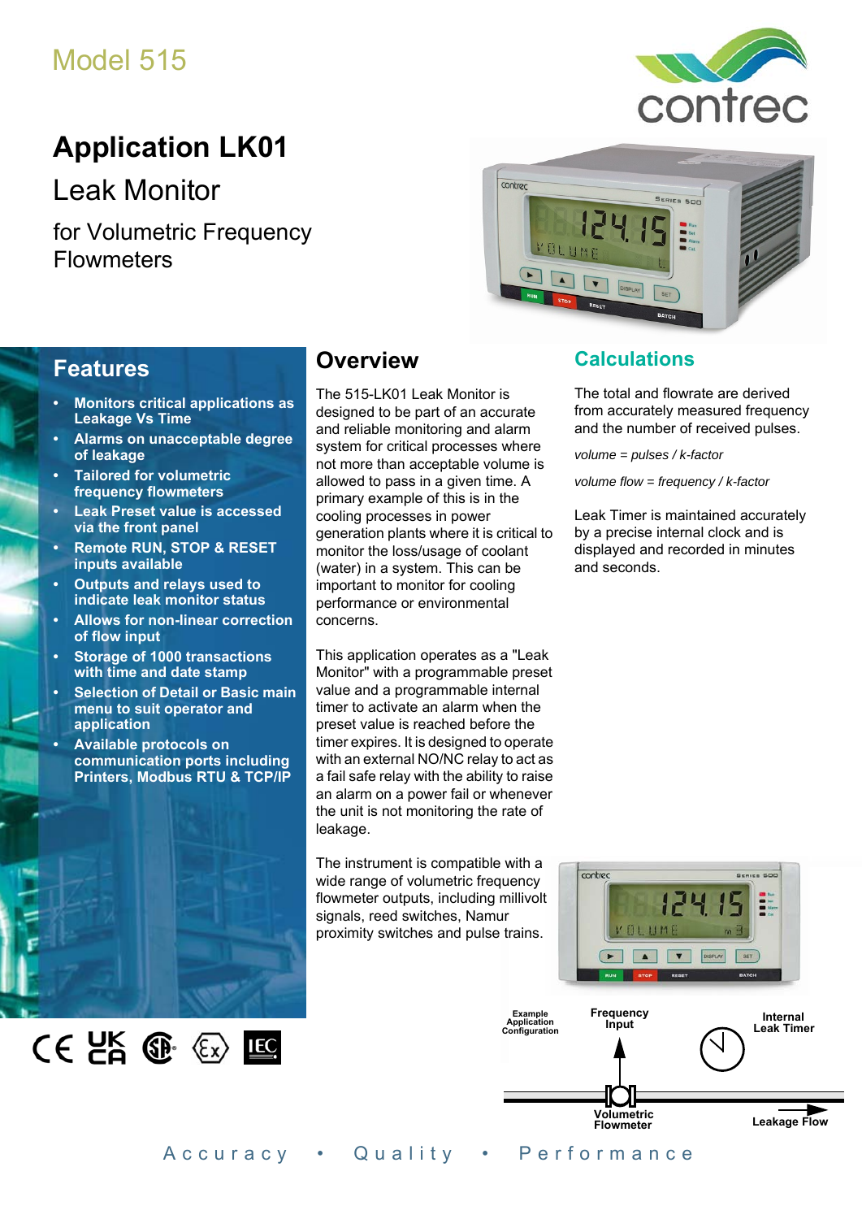Model 515

# Application LK01

## Leak Monitor

for Volumetric Frequency Flowmeters

## Features

- Monitors critical applications as Leakage Vs Time
- Alarms on unacceptable degree of leakage
- Tailored for volumetric frequency flowmeters
- Leak Preset value is accessed via the front panel
- Remote RUN, STOP & RESET inputs available
- Outputs and relays used to indicate leak monitor status
- Allows for non-linear correction of flow input
- Storage of 1000 transactions with time and date stamp
- Selection of Detail or Basic main menu to suit operator and application
- Available protocols on communication ports including Printers, Modbus RTU & TCP/IP

## Overview

The 515-LK01 Leak Monitor is designed to be part of an accurate and reliable monitoring and alarm system for critical processes where not more than acceptable volume is allowed to pass in a given time. A primary example of this is in the cooling processes in power generation plants where it is critical to monitor the loss/usage of coolant (water) in a system. This can be important to monitor for cooling performance or environmental concerns.

This application operates as a "Leak Monitor" with a programmable preset value and a programmable internal timer to activate an alarm when the preset value is reached before the timer expires. It is designed to operate with an external NO/NC relay to act as a fail safe relay with the ability to raise an alarm on a power fail or whenever the unit is not monitoring the rate of leakage.

The instrument is compatible with a wide range of volumetric frequency flowmeter outputs, including millivolt signals, reed switches, Namur proximity switches and pulse trains.

## Calculations

The total and flowrate are derived from accurately measured frequency and the number of received pulses.

*volume = pulses / k-factor*

*volume flow = frequency / k-factor*

Leak Timer is maintained accurately by a precise internal clock and is displayed and recorded in minutes and seconds.

Example Application Configuration

Frequency Input

Internal Leak Timer

Volumetric Flowmeter

Leakage Flow

Accuracy • Quality • Performance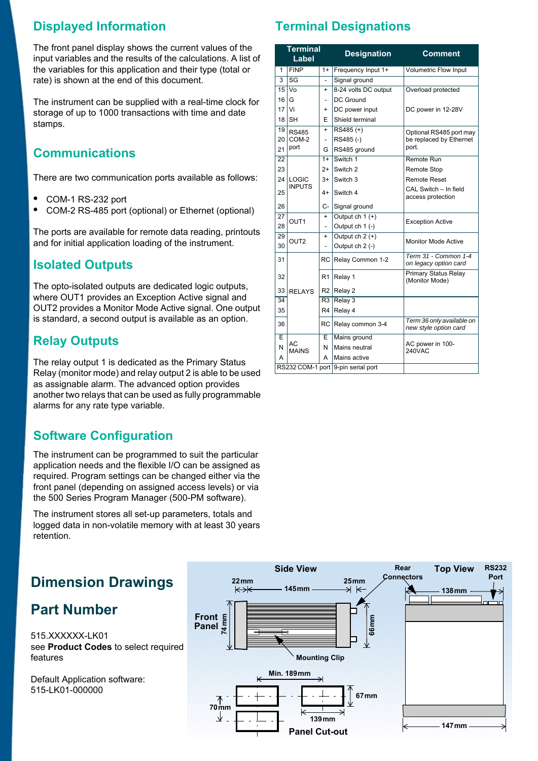## Displayed Information

The front panel display shows the current values of the input variables and the results of the calculations. A list of the variables for this application and their type (total or rate) is shown at the end of this document.

The instrument can be supplied with a real-time clock for storage of up to 1000 transactions with time and date stamps.

## Communications

There are two communication ports available as follows:

- COM-1 RS-232 port
- COM-2 RS-485 port (optional) or Ethernet (optional)

The ports are available for remote data reading, printouts and for initial application loading of the instrument.

## Isolated Outputs

The opto-isolated outputs are dedicated logic outputs, where OUT1 provides an Exception Active signal and OUT2 provides a Monitor Mode Active signal. One output is standard, a second output is available as an option.

## Relay Outputs

The relay output 1 is dedicated as the Primary Status Relay (monitor mode) and relay output 2 is able to be used as assignable alarm. The advanced option provides another two relays that can be used as fully programmable alarms for any rate type variable.

## Software Configuration

The instrument can be programmed to suit the particular application needs and the flexible I/O can be assigned as required. Program settings can be changed either via the front panel (depending on assigned access levels) or via the 500 Series Program Manager (500-PM software).

The instrument stores all set-up parameters, totals and logged data in non-volatile memory with at least 30 years retention.

## Terminal Designations

| Terminal | Label | | Designation | Comment |
|---|---|---|---|---|
| 1 | FINP | 1+ | Frequency Input 1+ | Volumetric Flow Input |
| 3 | SG | - | Signal ground | |
| 15 | Vo | + | 8-24 volts DC output | Overload protected |
| 16 | G | - | DC Ground | |
| 17 | Vi | + | DC power input | DC power in 12-28V |
| 18 | SH | E | Shield terminal | |
| 19 | RS485 COM-2 port | + | RS485 (+) | Optional RS485 port may be replaced by Ethernet port. |
| 20 | | - | RS485 (-) | |
| 21 | | G | RS485 ground | |
| 22 | LOGIC INPUTS | 1+ | Switch 1 | Remote Run |
| 23 | | 2+ | Switch 2 | Remote Stop |
| 24 | | 3+ | Switch 3 | Remote Reset |
| 25 | | 4+ | Switch 4 | CAL Switch – In field access protection |
| 26 | | C- | Signal ground | |
| 27 | OUT1 | + | Output ch 1 (+) | Exception Active |
| 28 | | - | Output ch 1 (-) | |
| 29 | OUT2 | + | Output ch 2 (+) | Monitor Mode Active |
| 30 | | - | Output ch 2 (-) | |
| 31 | RELAYS | RC | Relay Common 1-2 | *Term 31 - Common 1-4 on legacy option card* |
| 32 | | R1 | Relay 1 | Primary Status Relay (Monitor Mode) |
| 33 | | R2 | Relay 2 | |
| 34 | | R3 | Relay 3 | |
| 35 | | R4 | Relay 4 | |
| 36 | | RC | Relay common 3-4 | *Term 36 only available on new style option card* |
| E | AC MAINS | E | Mains ground | AC power in 100-240VAC |
| N | | N | Mains neutral | |
| A | | A | Mains active | |
| RS232 COM-1 port | | | 9-pin serial port | |

## Dimension Drawings

Side View: Front Panel 74 mm; 22 mm; 145 mm; 25 mm; 66 mm; Mounting Clip; Rear Connectors

Top View: RS232 Port; 138 mm; 147 mm

Panel Cut-out: Min. 189 mm; 67 mm; 70 mm; 139 mm

## Part Number

515.XXXXXX-LK01
see **Product Codes** to select required features

Default Application software:
515-LK01-000000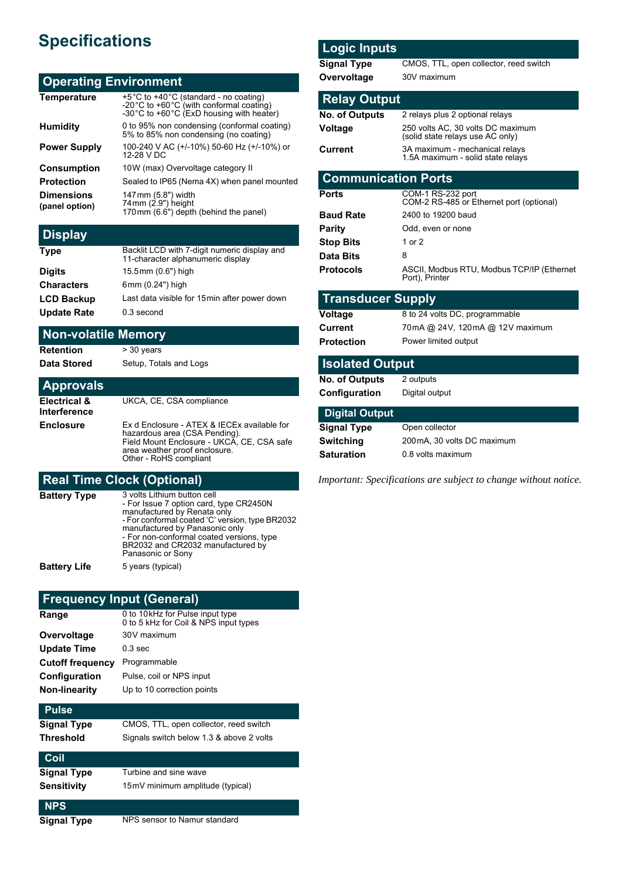# Specifications

## Operating Environment

| | |
|---|---|
| **Temperature** | +5°C to +40°C (standard - no coating)<br>-20°C to +60°C (with conformal coating)<br>-30°C to +60°C (ExD housing with heater) |
| **Humidity** | 0 to 95% non condensing (conformal coating)<br>5% to 85% non condensing (no coating) |
| **Power Supply** | 100-240 V AC (+/-10%) 50-60 Hz (+/-10%) or 12-28 V DC |
| **Consumption** | 10W (max) Overvoltage category II |
| **Protection** | Sealed to IP65 (Nema 4X) when panel mounted |
| **Dimensions (panel option)** | 147mm (5.8") width<br>74mm (2.9") height<br>170mm (6.6") depth (behind the panel) |

## Display

| | |
|---|---|
| **Type** | Backlit LCD with 7-digit numeric display and 11-character alphanumeric display |
| **Digits** | 15.5mm (0.6") high |
| **Characters** | 6mm (0.24") high |
| **LCD Backup** | Last data visible for 15min after power down |
| **Update Rate** | 0.3 second |

## Non-volatile Memory

| | |
|---|---|
| **Retention** | > 30 years |
| **Data Stored** | Setup, Totals and Logs |

## Approvals

| | |
|---|---|
| **Electrical & Interference** | UKCA, CE, CSA compliance |
| **Enclosure** | Ex d Enclosure - ATEX & IECEx available for hazardous area (CSA Pending).<br>Field Mount Enclosure - UKCA, CE, CSA safe area weather proof enclosure.<br>Other - RoHS compliant |

## Real Time Clock (Optional)

| | |
|---|---|
| **Battery Type** | 3 volts Lithium button cell<br>- For Issue 7 option card, type CR2450N manufactured by Renata only<br>- For conformal coated 'C' version, type BR2032 manufactured by Panasonic only<br>- For non-conformal coated versions, type BR2032 and CR2032 manufactured by Panasonic or Sony |
| **Battery Life** | 5 years (typical) |

## Frequency Input (General)

| | |
|---|---|
| **Range** | 0 to 10kHz for Pulse input type<br>0 to 5 kHz for Coil & NPS input types |
| **Overvoltage** | 30V maximum |
| **Update Time** | 0.3 sec |
| **Cutoff frequency** | Programmable |
| **Configuration** | Pulse, coil or NPS input |
| **Non-linearity** | Up to 10 correction points |

### Pulse

| | |
|---|---|
| **Signal Type** | CMOS, TTL, open collector, reed switch |
| **Threshold** | Signals switch below 1.3 & above 2 volts |

### Coil

| | |
|---|---|
| **Signal Type** | Turbine and sine wave |
| **Sensitivity** | 15mV minimum amplitude (typical) |

### NPS

| | |
|---|---|
| **Signal Type** | NPS sensor to Namur standard |

## Logic Inputs

| | |
|---|---|
| **Signal Type** | CMOS, TTL, open collector, reed switch |
| **Overvoltage** | 30V maximum |

## Relay Output

| | |
|---|---|
| **No. of Outputs** | 2 relays plus 2 optional relays |
| **Voltage** | 250 volts AC, 30 volts DC maximum (solid state relays use AC only) |
| **Current** | 3A maximum - mechanical relays<br>1.5A maximum - solid state relays |

## Communication Ports

| | |
|---|---|
| **Ports** | COM-1 RS-232 port<br>COM-2 RS-485 or Ethernet port (optional) |
| **Baud Rate** | 2400 to 19200 baud |
| **Parity** | Odd, even or none |
| **Stop Bits** | 1 or 2 |
| **Data Bits** | 8 |
| **Protocols** | ASCII, Modbus RTU, Modbus TCP/IP (Ethernet Port), Printer |

## Transducer Supply

| | |
|---|---|
| **Voltage** | 8 to 24 volts DC, programmable |
| **Current** | 70mA @ 24V, 120mA @ 12V maximum |
| **Protection** | Power limited output |

## Isolated Output

| | |
|---|---|
| **No. of Outputs** | 2 outputs |
| **Configuration** | Digital output |

### Digital Output

| | |
|---|---|
| **Signal Type** | Open collector |
| **Switching** | 200mA, 30 volts DC maximum |
| **Saturation** | 0.8 volts maximum |

*Important: Specifications are subject to change without notice.*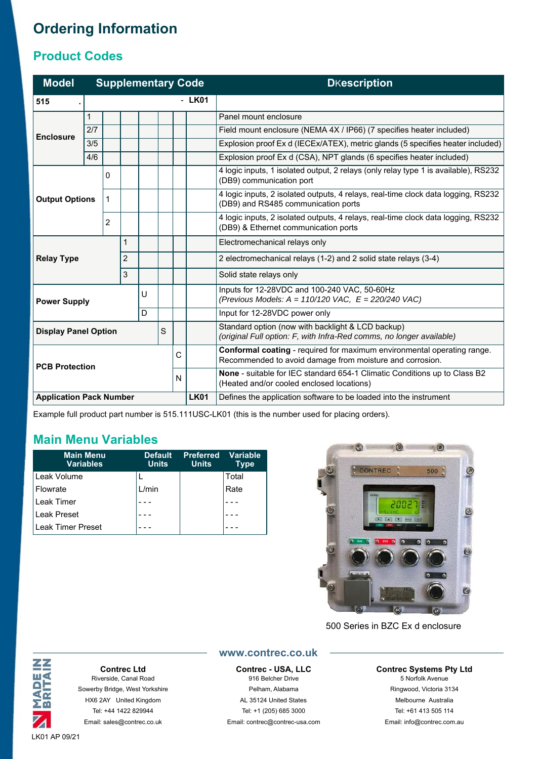# Ordering Information

## Product Codes

| Model | Supplementary Code | | | | | | | Description |
|---|---|---|---|---|---|---|---|---|
| 515 | . | | | | | | - LK01 | |
| Enclosure | 1 | | | | | | | Panel mount enclosure |
| | 2/7 | | | | | | | Field mount enclosure (NEMA 4X / IP66) (7 specifies heater included) |
| | 3/5 | | | | | | | Explosion proof Ex d (IECEx/ATEX), metric glands (5 specifies heater included) |
| | 4/6 | | | | | | | Explosion proof Ex d (CSA), NPT glands (6 specifies heater included) |
| Output Options | | 0 | | | | | | 4 logic inputs, 1 isolated output, 2 relays (only relay type 1 is available), RS232 (DB9) communication port |
| | | 1 | | | | | | 4 logic inputs, 2 isolated outputs, 4 relays, real-time clock data logging, RS232 (DB9) and RS485 communication ports |
| | | 2 | | | | | | 4 logic inputs, 2 isolated outputs, 4 relays, real-time clock data logging, RS232 (DB9) & Ethernet communication ports |
| Relay Type | | | 1 | | | | | Electromechanical relays only |
| | | | 2 | | | | | 2 electromechanical relays (1-2) and 2 solid state relays (3-4) |
| | | | 3 | | | | | Solid state relays only |
| Power Supply | | | | U | | | | Inputs for 12-28VDC and 100-240 VAC, 50-60Hz *(Previous Models: A = 110/120 VAC, E = 220/240 VAC)* |
| | | | | D | | | | Input for 12-28VDC power only |
| Display Panel Option | | | | | S | | | Standard option (now with backlight & LCD backup) *(original Full option: F, with Infra-Red comms, no longer available)* |
| PCB Protection | | | | | | C | | **Conformal coating** - required for maximum environmental operating range. Recommended to avoid damage from moisture and corrosion. |
| | | | | | | N | | **None** - suitable for IEC standard 654-1 Climatic Conditions up to Class B2 (Heated and/or cooled enclosed locations) |
| Application Pack Number | | | | | | | LK01 | Defines the application software to be loaded into the instrument |

Example full product part number is 515.111USC-LK01 (this is the number used for placing orders).

## Main Menu Variables

| Main Menu Variables | Default Units | Preferred Units | Variable Type |
|---|---|---|---|
| Leak Volume | L | | Total |
| Flowrate | L/min | | Rate |
| Leak Timer | - - - | | - - - |
| Leak Preset | - - - | | - - - |
| Leak Timer Preset | - - - | | - - - |

500 Series in BZC Ex d enclosure

www.contrec.co.uk

**Contrec Ltd**
Riverside, Canal Road
Sowerby Bridge, West Yorkshire
HX6 2AY United Kingdom
Tel: +44 1422 829944
Email: sales@contrec.co.uk

**Contrec - USA, LLC**
916 Belcher Drive
Pelham, Alabama
AL 35124 United States
Tel: +1 (205) 685 3000
Email: contrec@contrec-usa.com

**Contrec Systems Pty Ltd**
5 Norfolk Avenue
Ringwood, Victoria 3134
Melbourne Australia
Tel: +61 413 505 114
Email: info@contrec.com.au

MADE IN BRITAIN

LK01 AP 09/21